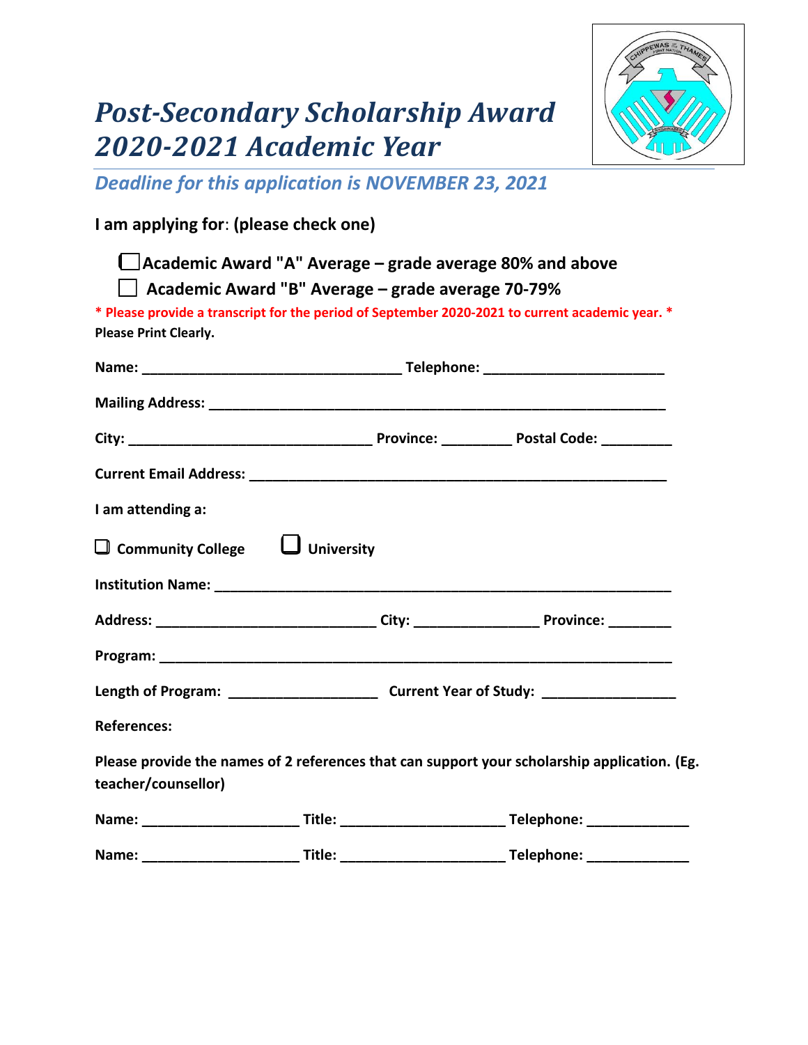# *Post-Secondary Scholarship Award 2020-2021 Academic Year*

*Deadline for this application is NOVEMBER 23, 2021*

**I am applying for: (please check one)**

☐ **Academic Award "A" Average – grade average 80% and above**

☐ **Academic Award "B" Average – grade average 70-79%**

**\* Please provide a transcript for the period of September 2020-2021 to current academic year. \***

**Please Print Clearly.**

**Name:** ________________________________ **Telephone:** ______________________

**Mailing Address:** ________________________________________________________

**City:** ______________________________ **Province:** ________ **Postal Code:** ________

**Current Email Address:** __________________________________________________

**I am attending a:**

☐ **Community College** ☐ **University**

**Institution Name:** ________________________________________________________

**Address:** __________________________ **City:** ______________ **Province:** _______

**Program:** ______________________________________________________________

**Length of Program:** __________________ **Current Year of Study:** ________________

**References:**

**Please provide the names of 2 references that can support your scholarship application. (Eg. teacher/counsellor)**

**Name:** __________________ **Title:** ____________________ **Telephone:** ____________

**Name:** __________________ **Title:** ____________________ **Telephone:** ____________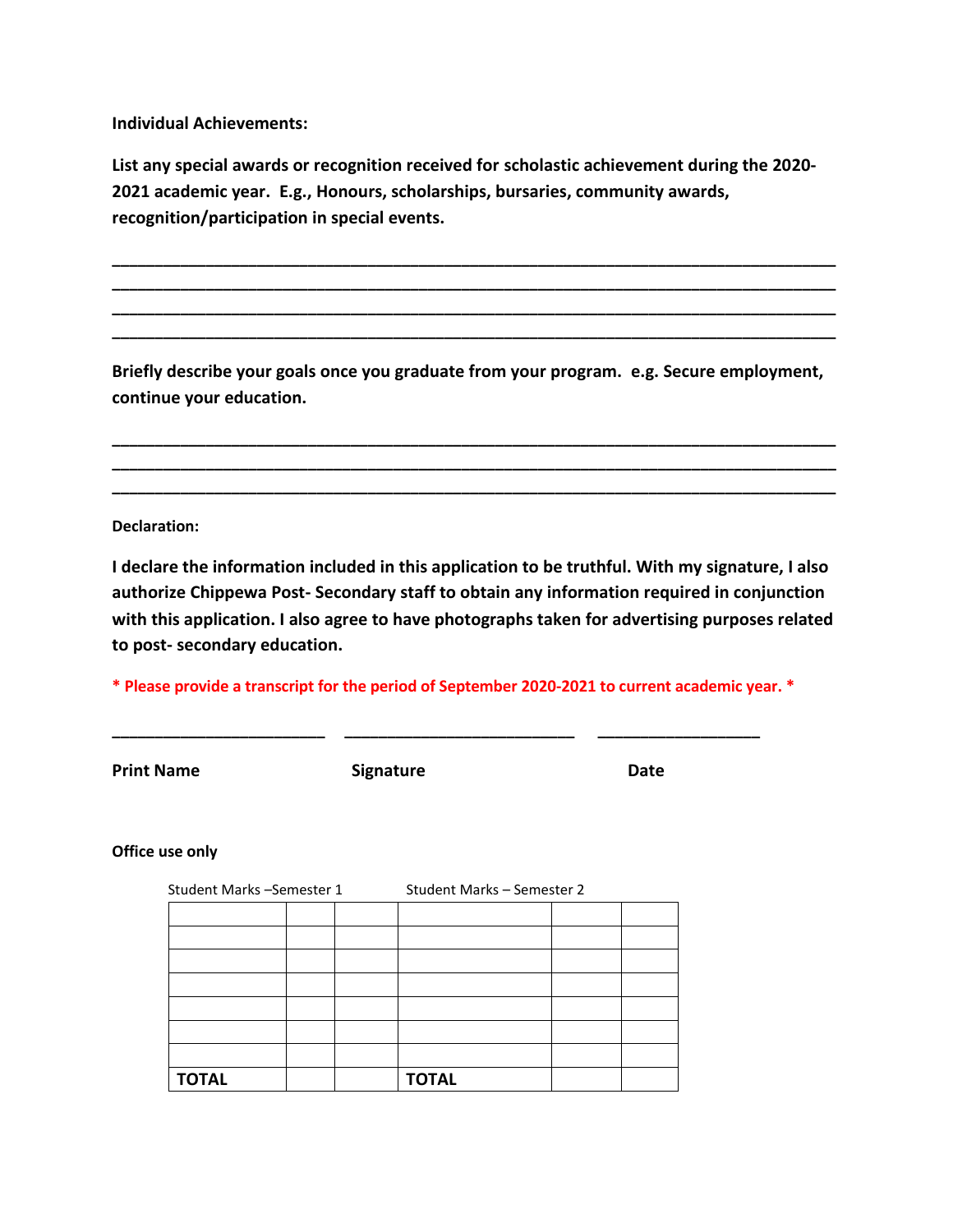**Individual Achievements:**

**List any special awards or recognition received for scholastic achievement during the 2020-2021 academic year. E.g., Honours, scholarships, bursaries, community awards, recognition/participation in special events.**

\_\_\_\_\_\_\_\_\_\_\_\_\_\_\_\_\_\_\_\_\_\_\_\_\_\_\_\_\_\_\_\_\_\_\_\_\_\_\_\_\_\_\_\_\_\_\_\_\_\_\_\_\_\_\_\_\_\_\_\_\_\_\_\_\_\_\_\_\_\_\_\_\_\_\_\_

\_\_\_\_\_\_\_\_\_\_\_\_\_\_\_\_\_\_\_\_\_\_\_\_\_\_\_\_\_\_\_\_\_\_\_\_\_\_\_\_\_\_\_\_\_\_\_\_\_\_\_\_\_\_\_\_\_\_\_\_\_\_\_\_\_\_\_\_\_\_\_\_\_\_\_\_

\_\_\_\_\_\_\_\_\_\_\_\_\_\_\_\_\_\_\_\_\_\_\_\_\_\_\_\_\_\_\_\_\_\_\_\_\_\_\_\_\_\_\_\_\_\_\_\_\_\_\_\_\_\_\_\_\_\_\_\_\_\_\_\_\_\_\_\_\_\_\_\_\_\_\_\_

\_\_\_\_\_\_\_\_\_\_\_\_\_\_\_\_\_\_\_\_\_\_\_\_\_\_\_\_\_\_\_\_\_\_\_\_\_\_\_\_\_\_\_\_\_\_\_\_\_\_\_\_\_\_\_\_\_\_\_\_\_\_\_\_\_\_\_\_\_\_\_\_\_\_\_\_

**Briefly describe your goals once you graduate from your program. e.g. Secure employment, continue your education.**

\_\_\_\_\_\_\_\_\_\_\_\_\_\_\_\_\_\_\_\_\_\_\_\_\_\_\_\_\_\_\_\_\_\_\_\_\_\_\_\_\_\_\_\_\_\_\_\_\_\_\_\_\_\_\_\_\_\_\_\_\_\_\_\_\_\_\_\_\_\_\_\_\_\_\_\_

\_\_\_\_\_\_\_\_\_\_\_\_\_\_\_\_\_\_\_\_\_\_\_\_\_\_\_\_\_\_\_\_\_\_\_\_\_\_\_\_\_\_\_\_\_\_\_\_\_\_\_\_\_\_\_\_\_\_\_\_\_\_\_\_\_\_\_\_\_\_\_\_\_\_\_\_

\_\_\_\_\_\_\_\_\_\_\_\_\_\_\_\_\_\_\_\_\_\_\_\_\_\_\_\_\_\_\_\_\_\_\_\_\_\_\_\_\_\_\_\_\_\_\_\_\_\_\_\_\_\_\_\_\_\_\_\_\_\_\_\_\_\_\_\_\_\_\_\_\_\_\_\_

**Declaration:**

**I declare the information included in this application to be truthful. With my signature, I also authorize Chippewa Post- Secondary staff to obtain any information required in conjunction with this application. I also agree to have photographs taken for advertising purposes related to post- secondary education.**

**\* Please provide a transcript for the period of September 2020-2021 to current academic year. \***

\_\_\_\_\_\_\_\_\_\_\_\_\_\_\_\_\_\_\_\_\_\_\_\_  \_\_\_\_\_\_\_\_\_\_\_\_\_\_\_\_\_\_\_\_\_\_\_\_\_\_  \_\_\_\_\_\_\_\_\_\_\_\_\_\_\_\_\_\_\_\_

**Print Name** **Signature** **Date**

**Office use only**

| Student Marks –Semester 1 | | | Student Marks – Semester 2 | | |
|---|---|---|---|---|---|
| | | | | | |
| | | | | | |
| | | | | | |
| | | | | | |
| | | | | | |
| | | | | | |
| | | | | | |
| **TOTAL** | | | **TOTAL** | | |